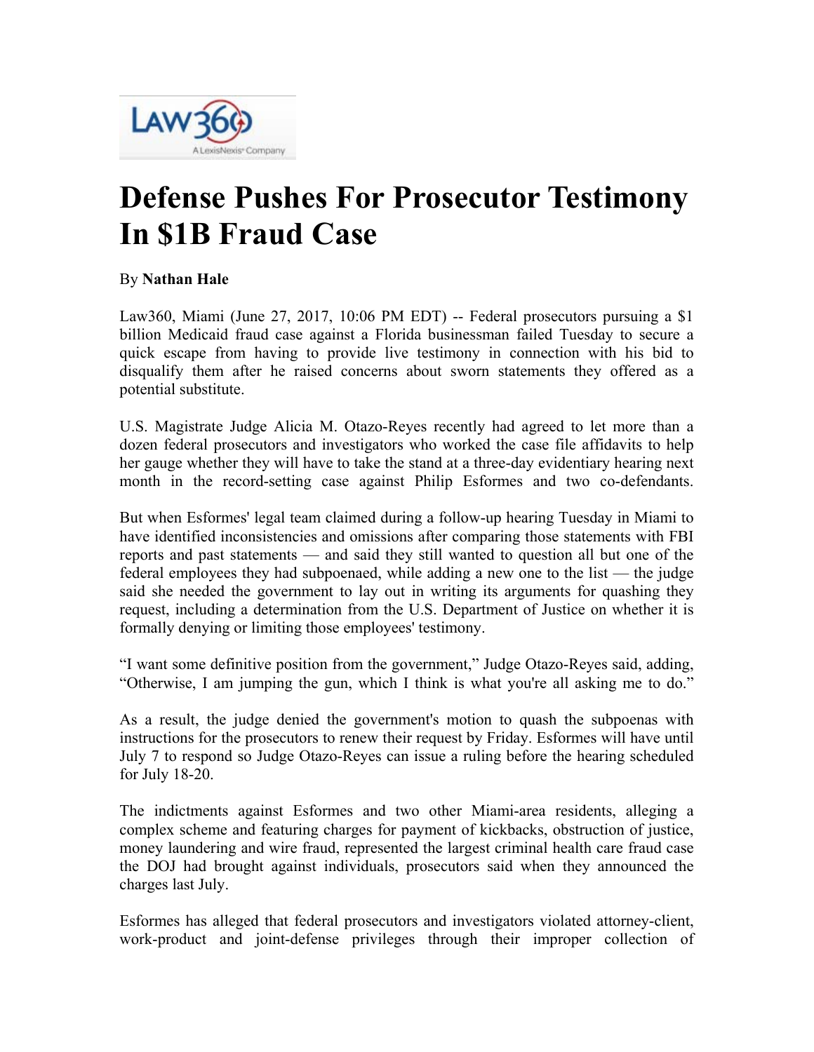# Defense Pushes For Prosecutor Testimony In $1B Fraud Case

By **Nathan Hale**

Law360, Miami (June 27, 2017, 10:06 PM EDT) -- Federal prosecutors pursuing a $1 billion Medicaid fraud case against a Florida businessman failed Tuesday to secure a quick escape from having to provide live testimony in connection with his bid to disqualify them after he raised concerns about sworn statements they offered as a potential substitute.

U.S. Magistrate Judge Alicia M. Otazo-Reyes recently had agreed to let more than a dozen federal prosecutors and investigators who worked the case file affidavits to help her gauge whether they will have to take the stand at a three-day evidentiary hearing next month in the record-setting case against Philip Esformes and two co-defendants.

But when Esformes' legal team claimed during a follow-up hearing Tuesday in Miami to have identified inconsistencies and omissions after comparing those statements with FBI reports and past statements — and said they still wanted to question all but one of the federal employees they had subpoenaed, while adding a new one to the list — the judge said she needed the government to lay out in writing its arguments for quashing they request, including a determination from the U.S. Department of Justice on whether it is formally denying or limiting those employees' testimony.

“I want some definitive position from the government,” Judge Otazo-Reyes said, adding, “Otherwise, I am jumping the gun, which I think is what you're all asking me to do.”

As a result, the judge denied the government's motion to quash the subpoenas with instructions for the prosecutors to renew their request by Friday. Esformes will have until July 7 to respond so Judge Otazo-Reyes can issue a ruling before the hearing scheduled for July 18-20.

The indictments against Esformes and two other Miami-area residents, alleging a complex scheme and featuring charges for payment of kickbacks, obstruction of justice, money laundering and wire fraud, represented the largest criminal health care fraud case the DOJ had brought against individuals, prosecutors said when they announced the charges last July.

Esformes has alleged that federal prosecutors and investigators violated attorney-client, work-product and joint-defense privileges through their improper collection of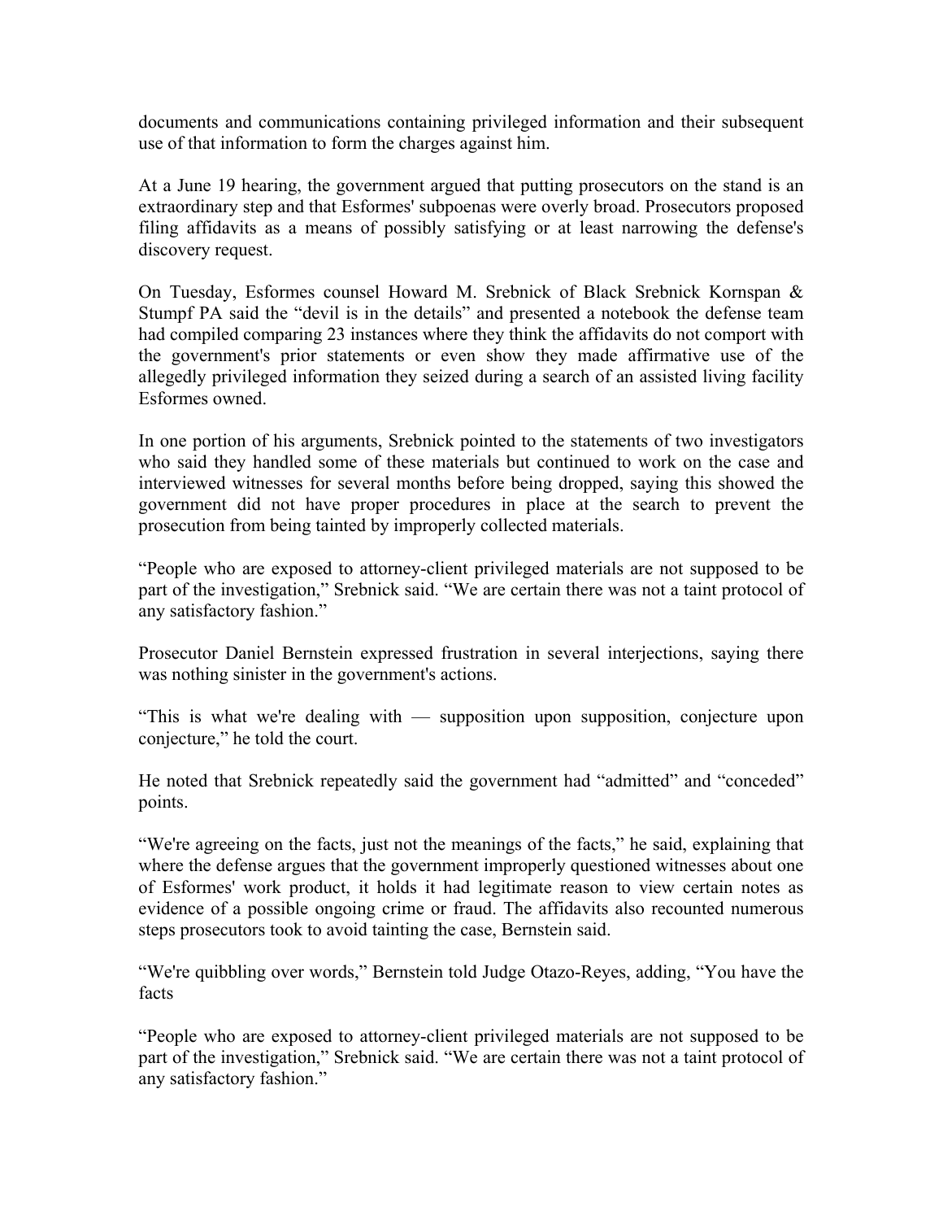documents and communications containing privileged information and their subsequent use of that information to form the charges against him.

At a June 19 hearing, the government argued that putting prosecutors on the stand is an extraordinary step and that Esformes' subpoenas were overly broad. Prosecutors proposed filing affidavits as a means of possibly satisfying or at least narrowing the defense's discovery request.

On Tuesday, Esformes counsel Howard M. Srebnick of Black Srebnick Kornspan & Stumpf PA said the "devil is in the details" and presented a notebook the defense team had compiled comparing 23 instances where they think the affidavits do not comport with the government's prior statements or even show they made affirmative use of the allegedly privileged information they seized during a search of an assisted living facility Esformes owned.

In one portion of his arguments, Srebnick pointed to the statements of two investigators who said they handled some of these materials but continued to work on the case and interviewed witnesses for several months before being dropped, saying this showed the government did not have proper procedures in place at the search to prevent the prosecution from being tainted by improperly collected materials.

"People who are exposed to attorney-client privileged materials are not supposed to be part of the investigation," Srebnick said. "We are certain there was not a taint protocol of any satisfactory fashion."

Prosecutor Daniel Bernstein expressed frustration in several interjections, saying there was nothing sinister in the government's actions.

"This is what we're dealing with — supposition upon supposition, conjecture upon conjecture," he told the court.

He noted that Srebnick repeatedly said the government had "admitted" and "conceded" points.

"We're agreeing on the facts, just not the meanings of the facts," he said, explaining that where the defense argues that the government improperly questioned witnesses about one of Esformes' work product, it holds it had legitimate reason to view certain notes as evidence of a possible ongoing crime or fraud. The affidavits also recounted numerous steps prosecutors took to avoid tainting the case, Bernstein said.

"We're quibbling over words," Bernstein told Judge Otazo-Reyes, adding, "You have the facts

"People who are exposed to attorney-client privileged materials are not supposed to be part of the investigation," Srebnick said. "We are certain there was not a taint protocol of any satisfactory fashion."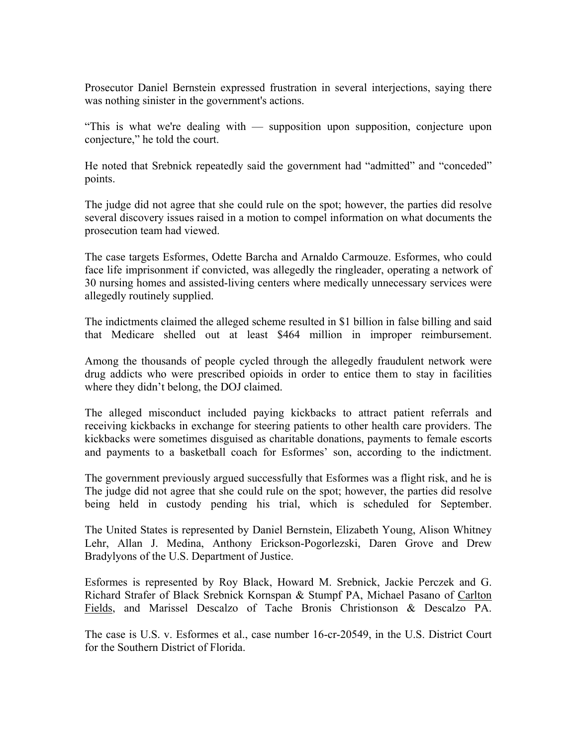Prosecutor Daniel Bernstein expressed frustration in several interjections, saying there was nothing sinister in the government's actions.

“This is what we're dealing with — supposition upon supposition, conjecture upon conjecture,” he told the court.

He noted that Srebnick repeatedly said the government had “admitted” and “conceded” points.

The judge did not agree that she could rule on the spot; however, the parties did resolve several discovery issues raised in a motion to compel information on what documents the prosecution team had viewed.

The case targets Esformes, Odette Barcha and Arnaldo Carmouze. Esformes, who could face life imprisonment if convicted, was allegedly the ringleader, operating a network of 30 nursing homes and assisted-living centers where medically unnecessary services were allegedly routinely supplied.

The indictments claimed the alleged scheme resulted in $1 billion in false billing and said that Medicare shelled out at least $464 million in improper reimbursement.

Among the thousands of people cycled through the allegedly fraudulent network were drug addicts who were prescribed opioids in order to entice them to stay in facilities where they didn’t belong, the DOJ claimed.

The alleged misconduct included paying kickbacks to attract patient referrals and receiving kickbacks in exchange for steering patients to other health care providers. The kickbacks were sometimes disguised as charitable donations, payments to female escorts and payments to a basketball coach for Esformes’ son, according to the indictment.

The government previously argued successfully that Esformes was a flight risk, and he is The judge did not agree that she could rule on the spot; however, the parties did resolve being held in custody pending his trial, which is scheduled for September.

The United States is represented by Daniel Bernstein, Elizabeth Young, Alison Whitney Lehr, Allan J. Medina, Anthony Erickson-Pogorlezski, Daren Grove and Drew Bradylyons of the U.S. Department of Justice.

Esformes is represented by Roy Black, Howard M. Srebnick, Jackie Perczek and G. Richard Strafer of Black Srebnick Kornspan & Stumpf PA, Michael Pasano of Carlton Fields, and Marissel Descalzo of Tache Bronis Christionson & Descalzo PA.

The case is U.S. v. Esformes et al., case number 16-cr-20549, in the U.S. District Court for the Southern District of Florida.